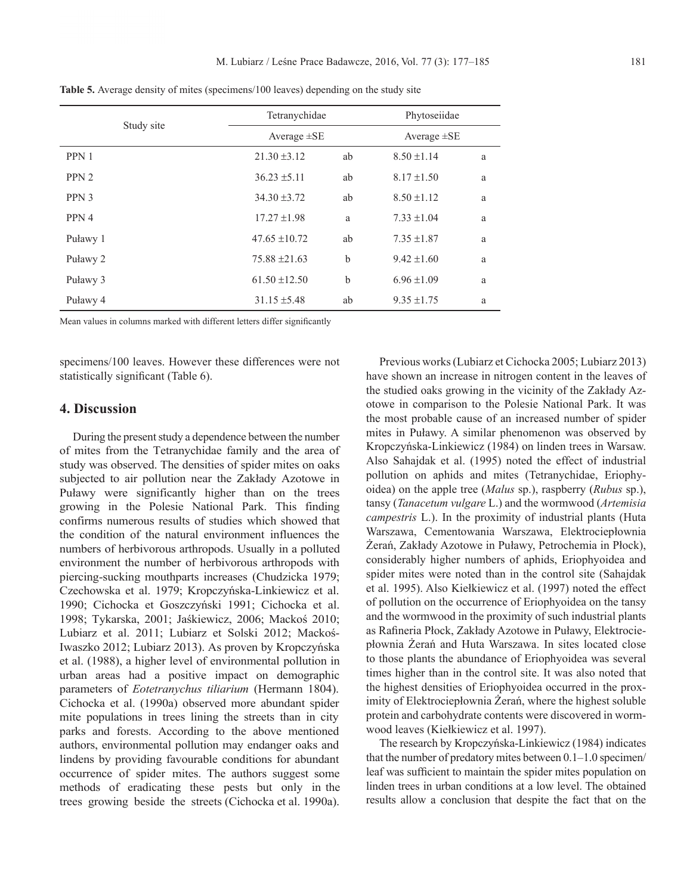**Table 5.** Average density of mites (specimens/100 leaves) depending on the study site

| Study site | Tetranychidae | | Phytoseiidae | |
|---|---|---|---|---|
| | Average ±SE | | Average ±SE | |
| PPN 1 | 21.30 ±3.12 | ab | 8.50 ±1.14 | a |
| PPN 2 | 36.23 ±5.11 | ab | 8.17 ±1.50 | a |
| PPN 3 | 34.30 ±3.72 | ab | 8.50 ±1.12 | a |
| PPN 4 | 17.27 ±1.98 | a | 7.33 ±1.04 | a |
| Puławy 1 | 47.65 ±10.72 | ab | 7.35 ±1.87 | a |
| Puławy 2 | 75.88 ±21.63 | b | 9.42 ±1.60 | a |
| Puławy 3 | 61.50 ±12.50 | b | 6.96 ±1.09 | a |
| Puławy 4 | 31.15 ±5.48 | ab | 9.35 ±1.75 | a |

Mean values in columns marked with different letters differ significantly

specimens/100 leaves. However these differences were not statistically significant (Table 6).

## 4. Discussion

During the present study a dependence between the number of mites from the Tetranychidae family and the area of study was observed. The densities of spider mites on oaks subjected to air pollution near the Zakłady Azotowe in Puławy were significantly higher than on the trees growing in the Polesie National Park. This finding confirms numerous results of studies which showed that the condition of the natural environment influences the numbers of herbivorous arthropods. Usually in a polluted environment the number of herbivorous arthropods with piercing-sucking mouthparts increases (Chudzicka 1979; Czechowska et al. 1979; Kropczyńska-Linkiewicz et al. 1990; Cichocka et Goszczyński 1991; Cichocka et al. 1998; Tykarska, 2001; Jaśkiewicz, 2006; Mackoś 2010; Lubiarz et al. 2011; Lubiarz et Solski 2012; Mackoś-Iwaszko 2012; Lubiarz 2013). As proven by Kropczyńska et al. (1988), a higher level of environmental pollution in urban areas had a positive impact on demographic parameters of *Eotetranychus tiliarium* (Hermann 1804). Cichocka et al. (1990a) observed more abundant spider mite populations in trees lining the streets than in city parks and forests. According to the above mentioned authors, environmental pollution may endanger oaks and lindens by providing favourable conditions for abundant occurrence of spider mites. The authors suggest some methods of eradicating these pests but only in the trees growing beside the streets (Cichocka et al. 1990a).

Previous works (Lubiarz et Cichocka 2005; Lubiarz 2013) have shown an increase in nitrogen content in the leaves of the studied oaks growing in the vicinity of the Zakłady Azotowe in comparison to the Polesie National Park. It was the most probable cause of an increased number of spider mites in Puławy. A similar phenomenon was observed by Kropczyńska-Linkiewicz (1984) on linden trees in Warsaw. Also Sahajdak et al. (1995) noted the effect of industrial pollution on aphids and mites (Tetranychidae, Eriophyoidea) on the apple tree (*Malus* sp.), raspberry (*Rubus* sp.), tansy (*Tanacetum vulgare* L.) and the wormwood (*Artemisia campestris* L.). In the proximity of industrial plants (Huta Warszawa, Cementowania Warszawa, Elektrociepłownia Żerań, Zakłady Azotowe in Puławy, Petrochemia in Płock), considerably higher numbers of aphids, Eriophyoidea and spider mites were noted than in the control site (Sahajdak et al. 1995). Also Kiełkiewicz et al. (1997) noted the effect of pollution on the occurrence of Eriophyoidea on the tansy and the wormwood in the proximity of such industrial plants as Rafineria Płock, Zakłady Azotowe in Puławy, Elektrociepłownia Żerań and Huta Warszawa. In sites located close to those plants the abundance of Eriophyoidea was several times higher than in the control site. It was also noted that the highest densities of Eriophyoidea occurred in the proximity of Elektrociepłownia Żerań, where the highest soluble protein and carbohydrate contents were discovered in wormwood leaves (Kiełkiewicz et al. 1997).

The research by Kropczyńska-Linkiewicz (1984) indicates that the number of predatory mites between 0.1–1.0 specimen/leaf was sufficient to maintain the spider mites population on linden trees in urban conditions at a low level. The obtained results allow a conclusion that despite the fact that on the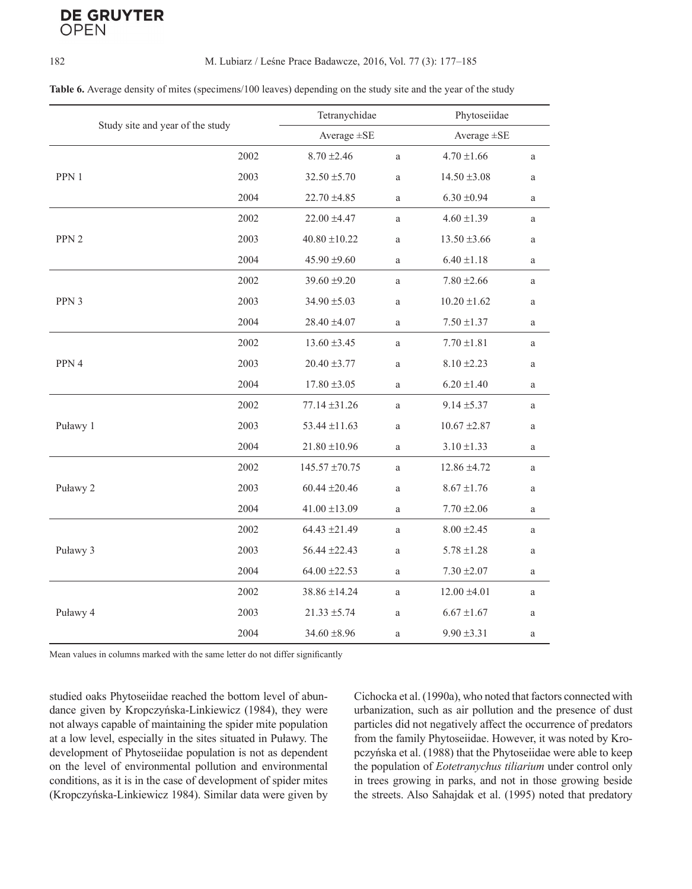**Table 6.** Average density of mites (specimens/100 leaves) depending on the study site and the year of the study

| Study site and year of the study | | Tetranychidae | | Phytoseiidae | |
|---|---|---|---|---|---|
| | | Average ±SE | | Average ±SE | |
| PPN 1 | 2002 | 8.70 ±2.46 | a | 4.70 ±1.66 | a |
| | 2003 | 32.50 ±5.70 | a | 14.50 ±3.08 | a |
| | 2004 | 22.70 ±4.85 | a | 6.30 ±0.94 | a |
| PPN 2 | 2002 | 22.00 ±4.47 | a | 4.60 ±1.39 | a |
| | 2003 | 40.80 ±10.22 | a | 13.50 ±3.66 | a |
| | 2004 | 45.90 ±9.60 | a | 6.40 ±1.18 | a |
| PPN 3 | 2002 | 39.60 ±9.20 | a | 7.80 ±2.66 | a |
| | 2003 | 34.90 ±5.03 | a | 10.20 ±1.62 | a |
| | 2004 | 28.40 ±4.07 | a | 7.50 ±1.37 | a |
| PPN 4 | 2002 | 13.60 ±3.45 | a | 7.70 ±1.81 | a |
| | 2003 | 20.40 ±3.77 | a | 8.10 ±2.23 | a |
| | 2004 | 17.80 ±3.05 | a | 6.20 ±1.40 | a |
| Puławy 1 | 2002 | 77.14 ±31.26 | a | 9.14 ±5.37 | a |
| | 2003 | 53.44 ±11.63 | a | 10.67 ±2.87 | a |
| | 2004 | 21.80 ±10.96 | a | 3.10 ±1.33 | a |
| Puławy 2 | 2002 | 145.57 ±70.75 | a | 12.86 ±4.72 | a |
| | 2003 | 60.44 ±20.46 | a | 8.67 ±1.76 | a |
| | 2004 | 41.00 ±13.09 | a | 7.70 ±2.06 | a |
| Puławy 3 | 2002 | 64.43 ±21.49 | a | 8.00 ±2.45 | a |
| | 2003 | 56.44 ±22.43 | a | 5.78 ±1.28 | a |
| | 2004 | 64.00 ±22.53 | a | 7.30 ±2.07 | a |
| Puławy 4 | 2002 | 38.86 ±14.24 | a | 12.00 ±4.01 | a |
| | 2003 | 21.33 ±5.74 | a | 6.67 ±1.67 | a |
| | 2004 | 34.60 ±8.96 | a | 9.90 ±3.31 | a |

Mean values in columns marked with the same letter do not differ significantly

studied oaks Phytoseiidae reached the bottom level of abundance given by Kropczyńska-Linkiewicz (1984), they were not always capable of maintaining the spider mite population at a low level, especially in the sites situated in Puławy. The development of Phytoseiidae population is not as dependent on the level of environmental pollution and environmental conditions, as it is in the case of development of spider mites (Kropczyńska-Linkiewicz 1984). Similar data were given by Cichocka et al. (1990a), who noted that factors connected with urbanization, such as air pollution and the presence of dust particles did not negatively affect the occurrence of predators from the family Phytoseiidae. However, it was noted by Kropczyńska et al. (1988) that the Phytoseiidae were able to keep the population of *Eotetranychus tiliarium* under control only in trees growing in parks, and not in those growing beside the streets. Also Sahajdak et al. (1995) noted that predatory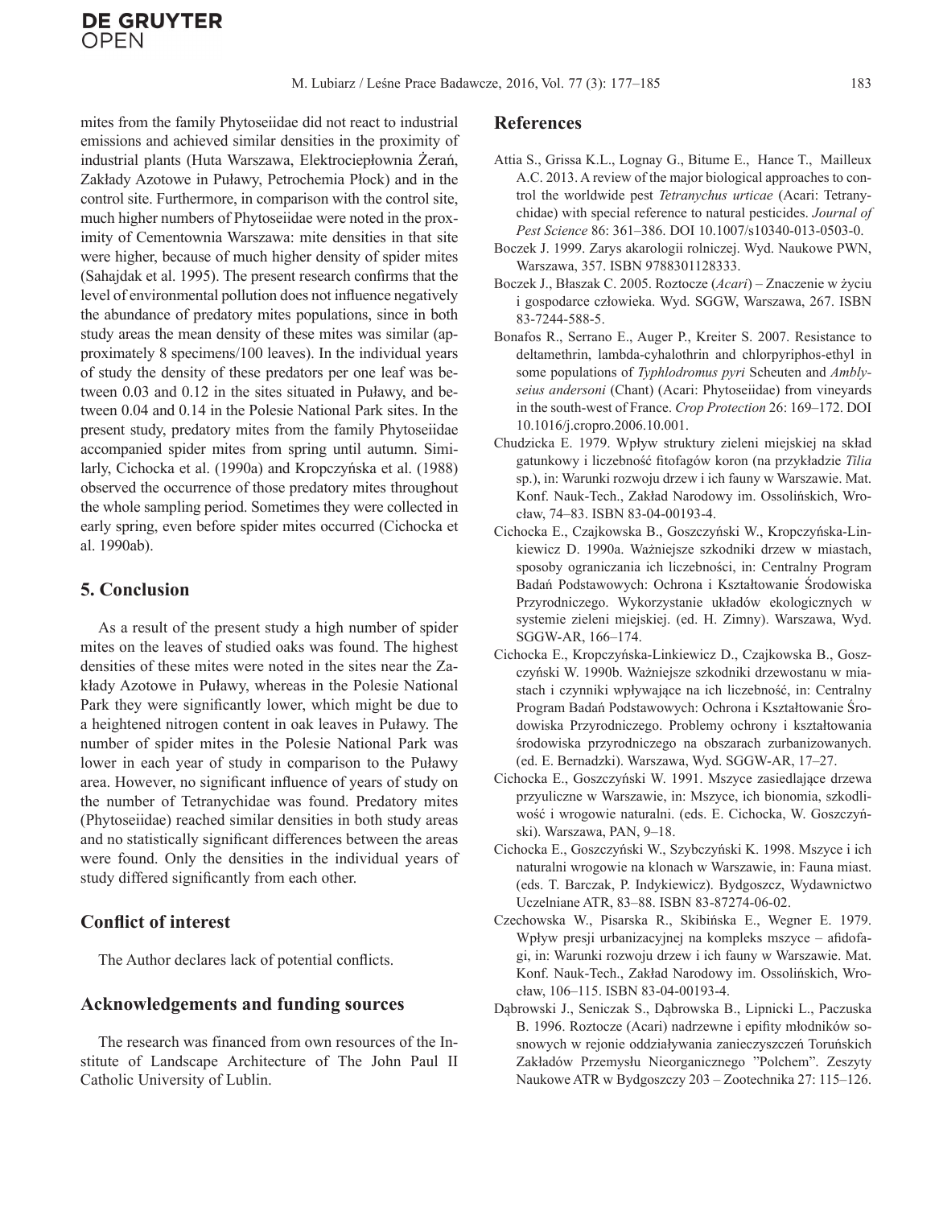mites from the family Phytoseiidae did not react to industrial emissions and achieved similar densities in the proximity of industrial plants (Huta Warszawa, Elektrociepłownia Żerań, Zakłady Azotowe in Puławy, Petrochemia Płock) and in the control site. Furthermore, in comparison with the control site, much higher numbers of Phytoseiidae were noted in the proximity of Cementownia Warszawa: mite densities in that site were higher, because of much higher density of spider mites (Sahajdak et al. 1995). The present research confirms that the level of environmental pollution does not influence negatively the abundance of predatory mites populations, since in both study areas the mean density of these mites was similar (approximately 8 specimens/100 leaves). In the individual years of study the density of these predators per one leaf was between 0.03 and 0.12 in the sites situated in Puławy, and between 0.04 and 0.14 in the Polesie National Park sites. In the present study, predatory mites from the family Phytoseiidae accompanied spider mites from spring until autumn. Similarly, Cichocka et al. (1990a) and Kropczyńska et al. (1988) observed the occurrence of those predatory mites throughout the whole sampling period. Sometimes they were collected in early spring, even before spider mites occurred (Cichocka et al. 1990ab).

## 5. Conclusion

As a result of the present study a high number of spider mites on the leaves of studied oaks was found. The highest densities of these mites were noted in the sites near the Zakłady Azotowe in Puławy, whereas in the Polesie National Park they were significantly lower, which might be due to a heightened nitrogen content in oak leaves in Puławy. The number of spider mites in the Polesie National Park was lower in each year of study in comparison to the Puławy area. However, no significant influence of years of study on the number of Tetranychidae was found. Predatory mites (Phytoseiidae) reached similar densities in both study areas and no statistically significant differences between the areas were found. Only the densities in the individual years of study differed significantly from each other.

## Conflict of interest

The Author declares lack of potential conflicts.

## Acknowledgements and funding sources

The research was financed from own resources of the Institute of Landscape Architecture of The John Paul II Catholic University of Lublin.

## References

Attia S., Grissa K.L., Lognay G., Bitume E., Hance T., Mailleux A.C. 2013. A review of the major biological approaches to control the worldwide pest *Tetranychus urticae* (Acari: Tetranychidae) with special reference to natural pesticides. *Journal of Pest Science* 86: 361–386. DOI 10.1007/s10340-013-0503-0.

Boczek J. 1999. Zarys akarologii rolniczej. Wyd. Naukowe PWN, Warszawa, 357. ISBN 9788301128333.

Boczek J., Błaszak C. 2005. Roztocze (*Acari*) – Znaczenie w życiu i gospodarce człowieka. Wyd. SGGW, Warszawa, 267. ISBN 83-7244-588-5.

Bonafos R., Serrano E., Auger P., Kreiter S. 2007. Resistance to deltamethrin, lambda-cyhalothrin and chlorpyriphos-ethyl in some populations of *Typhlodromus pyri* Scheuten and *Amblyseius andersoni* (Chant) (Acari: Phytoseiidae) from vineyards in the south-west of France. *Crop Protection* 26: 169–172. DOI 10.1016/j.cropro.2006.10.001.

Chudzicka E. 1979. Wpływ struktury zieleni miejskiej na skład gatunkowy i liczebność fitofagów koron (na przykładzie *Tilia* sp.), in: Warunki rozwoju drzew i ich fauny w Warszawie. Mat. Konf. Nauk-Tech., Zakład Narodowy im. Ossolińskich, Wrocław, 74–83. ISBN 83-04-00193-4.

Cichocka E., Czajkowska B., Goszczyński W., Kropczyńska-Linkiewicz D. 1990a. Ważniejsze szkodniki drzew w miastach, sposoby ograniczania ich liczebności, in: Centralny Program Badań Podstawowych: Ochrona i Kształtowanie Środowiska Przyrodniczego. Wykorzystanie układów ekologicznych w systemie zieleni miejskiej. (ed. H. Zimny). Warszawa, Wyd. SGGW-AR, 166–174.

Cichocka E., Kropczyńska-Linkiewicz D., Czajkowska B., Goszczyński W. 1990b. Ważniejsze szkodniki drzewostanu w miastach i czynniki wpływające na ich liczebność, in: Centralny Program Badań Podstawowych: Ochrona i Kształtowanie Środowiska Przyrodniczego. Problemy ochrony i kształtowania środowiska przyrodniczego na obszarach zurbanizowanych. (ed. E. Bernadzki). Warszawa, Wyd. SGGW-AR, 17–27.

Cichocka E., Goszczyński W. 1991. Mszyce zasiedlające drzewa przyuliczne w Warszawie, in: Mszyce, ich bionomia, szkodliwość i wrogowie naturalni. (eds. E. Cichocka, W. Goszczyński). Warszawa, PAN, 9–18.

Cichocka E., Goszczyński W., Szybczyński K. 1998. Mszyce i ich naturalni wrogowie na klonach w Warszawie, in: Fauna miast. (eds. T. Barczak, P. Indykiewicz). Bydgoszcz, Wydawnictwo Uczelniane ATR, 83–88. ISBN 83-87274-06-02.

Czechowska W., Pisarska R., Skibińska E., Wegner E. 1979. Wpływ presji urbanizacyjnej na kompleks mszyce – afidofagi, in: Warunki rozwoju drzew i ich fauny w Warszawie. Mat. Konf. Nauk-Tech., Zakład Narodowy im. Ossolińskich, Wrocław, 106–115. ISBN 83-04-00193-4.

Dąbrowski J., Seniczak S., Dąbrowska B., Lipnicki L., Paczuska B. 1996. Roztocze (Acari) nadrzewne i epifity młodników sosnowych w rejonie oddziaływania zanieczyszczeń Toruńskich Zakładów Przemysłu Nieorganicznego "Polchem". Zeszyty Naukowe ATR w Bydgoszczy 203 – Zootechnika 27: 115–126.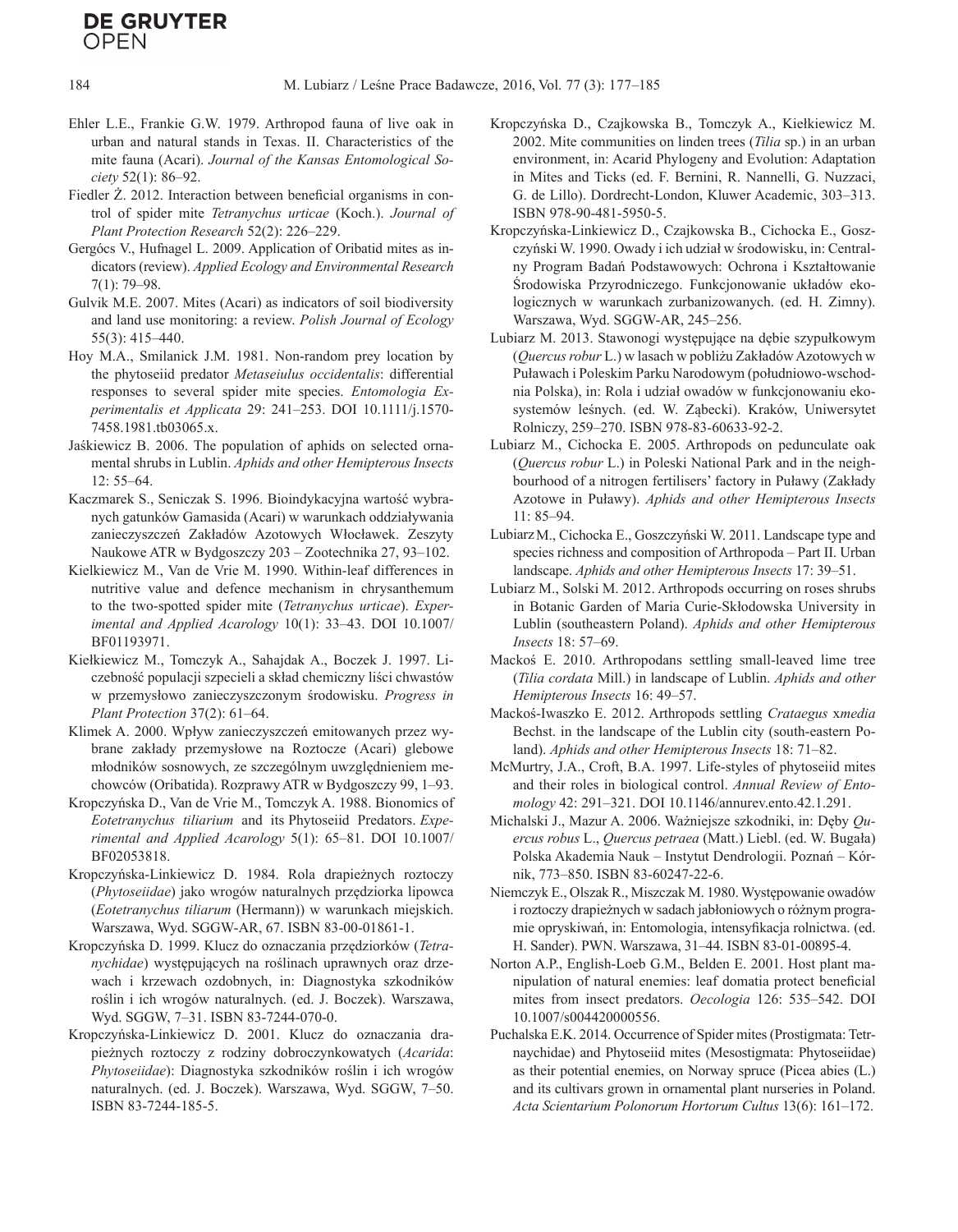Ehler L.E., Frankie G.W. 1979. Arthropod fauna of live oak in urban and natural stands in Texas. II. Characteristics of the mite fauna (Acari). *Journal of the Kansas Entomological Society* 52(1): 86–92.

Fiedler Ż. 2012. Interaction between beneficial organisms in control of spider mite *Tetranychus urticae* (Koch.). *Journal of Plant Protection Research* 52(2): 226–229.

Gergócs V., Hufnagel L. 2009. Application of Oribatid mites as indicators (review). *Applied Ecology and Environmental Research* 7(1): 79–98.

Gulvik M.E. 2007. Mites (Acari) as indicators of soil biodiversity and land use monitoring: a review. *Polish Journal of Ecology* 55(3): 415–440.

Hoy M.A., Smilanick J.M. 1981. Non-random prey location by the phytoseiid predator *Metaseiulus occidentalis*: differential responses to several spider mite species. *Entomologia Experimentalis et Applicata* 29: 241–253. DOI 10.1111/j.1570-7458.1981.tb03065.x.

Jaśkiewicz B. 2006. The population of aphids on selected ornamental shrubs in Lublin. *Aphids and other Hemipterous Insects* 12: 55–64.

Kaczmarek S., Seniczak S. 1996. Bioindykacyjna wartość wybranych gatunków Gamasida (Acari) w warunkach oddziaływania zanieczyszczeń Zakładów Azotowych Włocławek. Zeszyty Naukowe ATR w Bydgoszczy 203 – Zootechnika 27, 93–102.

Kielkiewicz M., Van de Vrie M. 1990. Within-leaf differences in nutritive value and defence mechanism in chrysanthemum to the two-spotted spider mite (*Tetranychus urticae*). *Experimental and Applied Acarology* 10(1): 33–43. DOI 10.1007/BF01193971.

Kiełkiewicz M., Tomczyk A., Sahajdak A., Boczek J. 1997. Liczebność populacji szpecieli a skład chemiczny liści chwastów w przemysłowo zanieczyszczonym środowisku. *Progress in Plant Protection* 37(2): 61–64.

Klimek A. 2000. Wpływ zanieczyszczeń emitowanych przez wybrane zakłady przemysłowe na Roztocze (Acari) glebowe młodników sosnowych, ze szczególnym uwzględnieniem mechowców (Oribatida). Rozprawy ATR w Bydgoszczy 99, 1–93.

Kropczyńska D., Van de Vrie M., Tomczyk A. 1988. Bionomics of *Eotetranychus tiliarium* and its Phytoseiid Predators. *Experimental and Applied Acarology* 5(1): 65–81. DOI 10.1007/BF02053818.

Kropczyńska-Linkiewicz D. 1984. Rola drapieżnych roztoczy (*Phytoseiidae*) jako wrogów naturalnych przędziorka lipowca (*Eotetranychus tiliarum* (Hermann)) w warunkach miejskich. Warszawa, Wyd. SGGW-AR, 67. ISBN 83-00-01861-1.

Kropczyńska D. 1999. Klucz do oznaczania przędziorków (*Tetranychidae*) występujących na roślinach uprawnych oraz drzewach i krzewach ozdobnych, in: Diagnostyka szkodników roślin i ich wrogów naturalnych. (ed. J. Boczek). Warszawa, Wyd. SGGW, 7–31. ISBN 83-7244-070-0.

Kropczyńska-Linkiewicz D. 2001. Klucz do oznaczania drapieżnych roztoczy z rodziny dobroczynkowatych (*Acarida*: *Phytoseiidae*): Diagnostyka szkodników roślin i ich wrogów naturalnych. (ed. J. Boczek). Warszawa, Wyd. SGGW, 7–50. ISBN 83-7244-185-5.

Kropczyńska D., Czajkowska B., Tomczyk A., Kiełkiewicz M. 2002. Mite communities on linden trees (*Tilia* sp.) in an urban environment, in: Acarid Phylogeny and Evolution: Adaptation in Mites and Ticks (ed. F. Bernini, R. Nannelli, G. Nuzzaci, G. de Lillo). Dordrecht-London, Kluwer Academic, 303–313. ISBN 978-90-481-5950-5.

Kropczyńska-Linkiewicz D., Czajkowska B., Cichocka E., Goszczyński W. 1990. Owady i ich udział w środowisku, in: Centralny Program Badań Podstawowych: Ochrona i Kształtowanie Środowiska Przyrodniczego. Funkcjonowanie układów ekologicznych w warunkach zurbanizowanych. (ed. H. Zimny). Warszawa, Wyd. SGGW-AR, 245–256.

Lubiarz M. 2013. Stawonogi występujące na dębie szypułkowym (*Quercus robur* L.) w lasach w pobliżu Zakładów Azotowych w Puławach i Poleskim Parku Narodowym (południowo-wschodnia Polska), in: Rola i udział owadów w funkcjonowaniu ekosystemów leśnych. (ed. W. Ząbecki). Kraków, Uniwersytet Rolniczy, 259–270. ISBN 978-83-60633-92-2.

Lubiarz M., Cichocka E. 2005. Arthropods on pedunculate oak (*Quercus robur* L.) in Poleski National Park and in the neighbourhood of a nitrogen fertilisers' factory in Puławy (Zakłady Azotowe in Puławy). *Aphids and other Hemipterous Insects* 11: 85–94.

Lubiarz M., Cichocka E., Goszczyński W. 2011. Landscape type and species richness and composition of Arthropoda – Part II. Urban landscape. *Aphids and other Hemipterous Insects* 17: 39–51.

Lubiarz M., Solski M. 2012. Arthropods occurring on roses shrubs in Botanic Garden of Maria Curie-Skłodowska University in Lublin (southeastern Poland). *Aphids and other Hemipterous Insects* 18: 57–69.

Mackoś E. 2010. Arthropodans settling small-leaved lime tree (*Tilia cordata* Mill.) in landscape of Lublin. *Aphids and other Hemipterous Insects* 16: 49–57.

Mackoś-Iwaszko E. 2012. Arthropods settling *Crataegus* x*media* Bechst. in the landscape of the Lublin city (south-eastern Poland). *Aphids and other Hemipterous Insects* 18: 71–82.

McMurtry, J.A., Croft, B.A. 1997. Life-styles of phytoseiid mites and their roles in biological control. *Annual Review of Entomology* 42: 291–321. DOI 10.1146/annurev.ento.42.1.291.

Michalski J., Mazur A. 2006. Ważniejsze szkodniki, in: Dęby *Quercus robus* L., *Quercus petraea* (Matt.) Liebl. (ed. W. Bugała) Polska Akademia Nauk – Instytut Dendrologii. Poznań – Kórnik, 773–850. ISBN 83-60247-22-6.

Niemczyk E., Olszak R., Miszczak M. 1980. Występowanie owadów i roztoczy drapieżnych w sadach jabłoniowych o różnym programie opryskiwań, in: Entomologia, intensyfikacja rolnictwa. (ed. H. Sander). PWN. Warszawa, 31–44. ISBN 83-01-00895-4.

Norton A.P., English-Loeb G.M., Belden E. 2001. Host plant manipulation of natural enemies: leaf domatia protect beneficial mites from insect predators. *Oecologia* 126: 535–542. DOI 10.1007/s004420000556.

Puchalska E.K. 2014. Occurrence of Spider mites (Prostigmata: Tetrnaychidae) and Phytoseiid mites (Mesostigmata: Phytoseiidae) as their potential enemies, on Norway spruce (Picea abies (L.) and its cultivars grown in ornamental plant nurseries in Poland. *Acta Scientarium Polonorum Hortorum Cultus* 13(6): 161–172.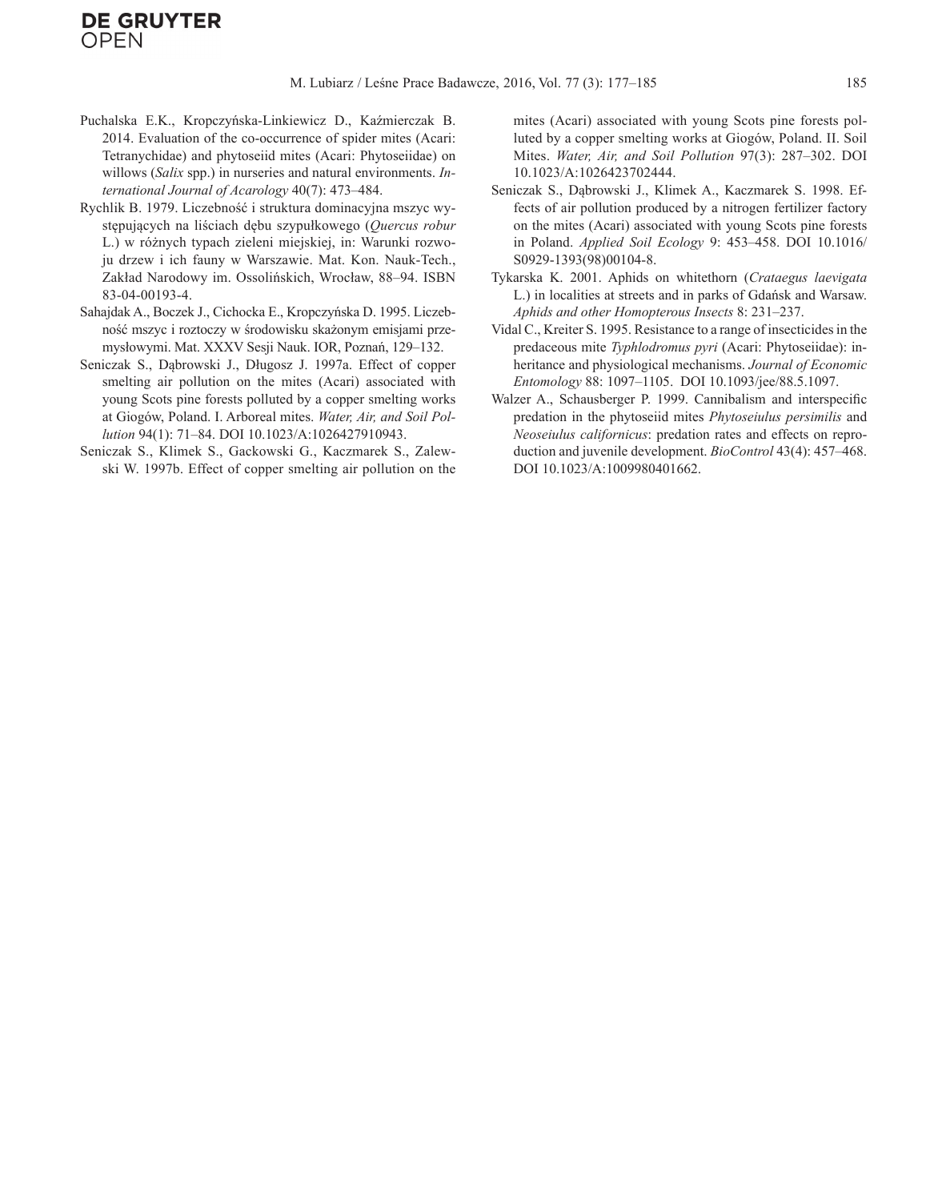Puchalska E.K., Kropczyńska-Linkiewicz D., Kaźmierczak B. 2014. Evaluation of the co-occurrence of spider mites (Acari: Tetranychidae) and phytoseiid mites (Acari: Phytoseiidae) on willows (*Salix* spp.) in nurseries and natural environments. *International Journal of Acarology* 40(7): 473–484.

Rychlik B. 1979. Liczebność i struktura dominacyjna mszyc występujących na liściach dębu szypułkowego (*Quercus robur* L.) w różnych typach zieleni miejskiej, in: Warunki rozwoju drzew i ich fauny w Warszawie. Mat. Kon. Nauk-Tech., Zakład Narodowy im. Ossolińskich, Wrocław, 88–94. ISBN 83-04-00193-4.

Sahajdak A., Boczek J., Cichocka E., Kropczyńska D. 1995. Liczebność mszyc i roztoczy w środowisku skażonym emisjami przemysłowymi. Mat. XXXV Sesji Nauk. IOR, Poznań, 129–132.

Seniczak S., Dąbrowski J., Długosz J. 1997a. Effect of copper smelting air pollution on the mites (Acari) associated with young Scots pine forests polluted by a copper smelting works at Giogów, Poland. I. Arboreal mites. *Water, Air, and Soil Pollution* 94(1): 71–84. DOI 10.1023/A:1026427910943.

Seniczak S., Klimek S., Gackowski G., Kaczmarek S., Zalewski W. 1997b. Effect of copper smelting air pollution on the mites (Acari) associated with young Scots pine forests polluted by a copper smelting works at Giogów, Poland. II. Soil Mites. *Water, Air, and Soil Pollution* 97(3): 287–302. DOI 10.1023/A:1026423702444.

Seniczak S., Dąbrowski J., Klimek A., Kaczmarek S. 1998. Effects of air pollution produced by a nitrogen fertilizer factory on the mites (Acari) associated with young Scots pine forests in Poland. *Applied Soil Ecology* 9: 453–458. DOI 10.1016/S0929-1393(98)00104-8.

Tykarska K. 2001. Aphids on whitethorn (*Crataegus laevigata* L.) in localities at streets and in parks of Gdańsk and Warsaw. *Aphids and other Homopterous Insects* 8: 231–237.

Vidal C., Kreiter S. 1995. Resistance to a range of insecticides in the predaceous mite *Typhlodromus pyri* (Acari: Phytoseiidae): inheritance and physiological mechanisms. *Journal of Economic Entomology* 88: 1097–1105. DOI 10.1093/jee/88.5.1097.

Walzer A., Schausberger P. 1999. Cannibalism and interspecific predation in the phytoseiid mites *Phytoseiulus persimilis* and *Neoseiulus californicus*: predation rates and effects on reproduction and juvenile development. *BioControl* 43(4): 457–468. DOI 10.1023/A:1009980401662.